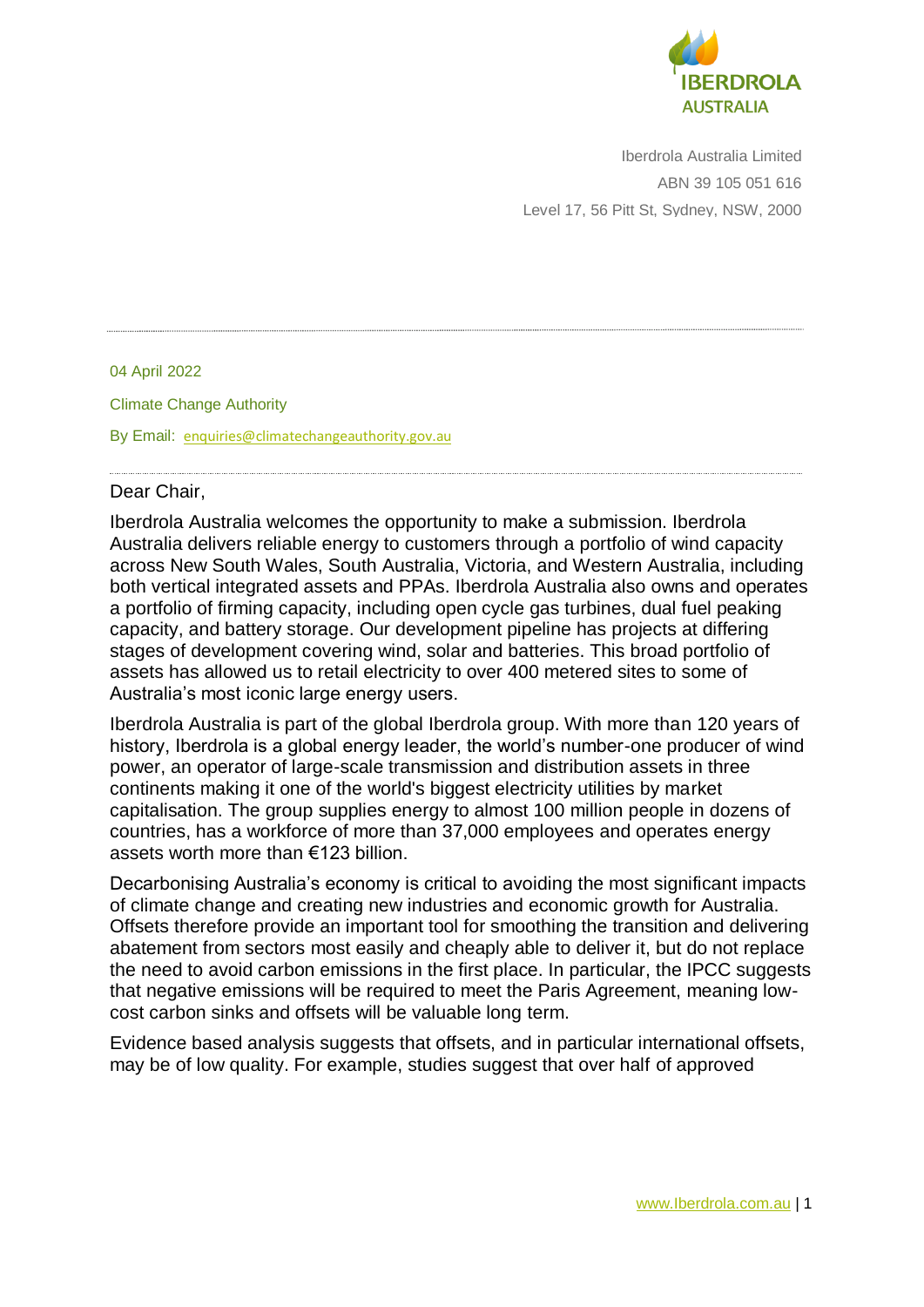IBERDROLA AUSTRALIA

Iberdrola Australia Limited
ABN 39 105 051 616
Level 17, 56 Pitt St, Sydney, NSW, 2000

---

04 April 2022

Climate Change Authority

By Email: enquiries@climatechangeauthority.gov.au

---

Dear Chair,

Iberdrola Australia welcomes the opportunity to make a submission. Iberdrola Australia delivers reliable energy to customers through a portfolio of wind capacity across New South Wales, South Australia, Victoria, and Western Australia, including both vertical integrated assets and PPAs. Iberdrola Australia also owns and operates a portfolio of firming capacity, including open cycle gas turbines, dual fuel peaking capacity, and battery storage. Our development pipeline has projects at differing stages of development covering wind, solar and batteries. This broad portfolio of assets has allowed us to retail electricity to over 400 metered sites to some of Australia's most iconic large energy users.

Iberdrola Australia is part of the global Iberdrola group. With more than 120 years of history, Iberdrola is a global energy leader, the world's number-one producer of wind power, an operator of large-scale transmission and distribution assets in three continents making it one of the world's biggest electricity utilities by market capitalisation. The group supplies energy to almost 100 million people in dozens of countries, has a workforce of more than 37,000 employees and operates energy assets worth more than €123 billion.

Decarbonising Australia's economy is critical to avoiding the most significant impacts of climate change and creating new industries and economic growth for Australia. Offsets therefore provide an important tool for smoothing the transition and delivering abatement from sectors most easily and cheaply able to deliver it, but do not replace the need to avoid carbon emissions in the first place. In particular, the IPCC suggests that negative emissions will be required to meet the Paris Agreement, meaning low-cost carbon sinks and offsets will be valuable long term.

Evidence based analysis suggests that offsets, and in particular international offsets, may be of low quality. For example, studies suggest that over half of approved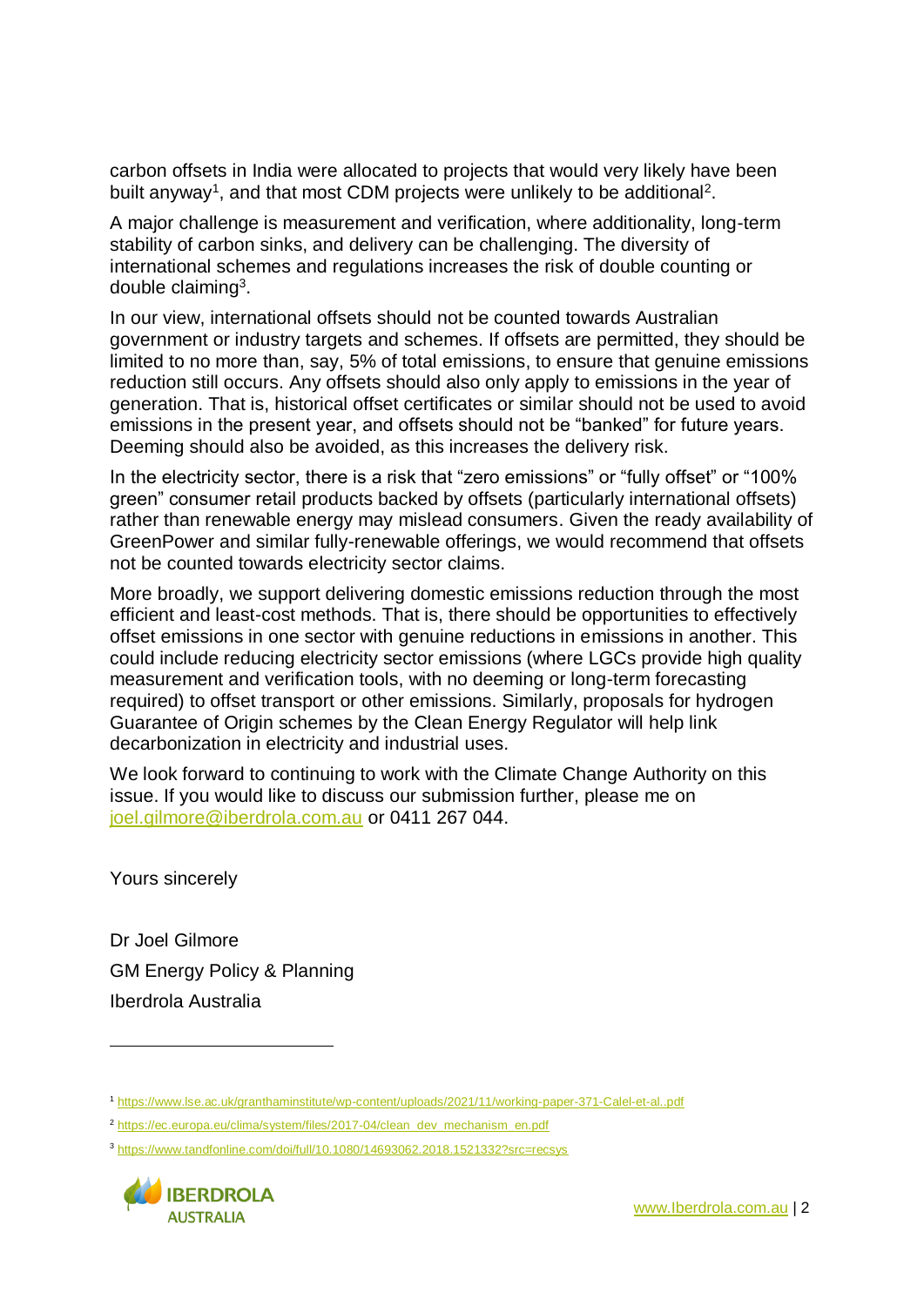carbon offsets in India were allocated to projects that would very likely have been built anyway[1], and that most CDM projects were unlikely to be additional[2].

A major challenge is measurement and verification, where additionality, long-term stability of carbon sinks, and delivery can be challenging. The diversity of international schemes and regulations increases the risk of double counting or double claiming[3].

In our view, international offsets should not be counted towards Australian government or industry targets and schemes. If offsets are permitted, they should be limited to no more than, say, 5% of total emissions, to ensure that genuine emissions reduction still occurs. Any offsets should also only apply to emissions in the year of generation. That is, historical offset certificates or similar should not be used to avoid emissions in the present year, and offsets should not be "banked" for future years. Deeming should also be avoided, as this increases the delivery risk.

In the electricity sector, there is a risk that "zero emissions" or "fully offset" or "100% green" consumer retail products backed by offsets (particularly international offsets) rather than renewable energy may mislead consumers. Given the ready availability of GreenPower and similar fully-renewable offerings, we would recommend that offsets not be counted towards electricity sector claims.

More broadly, we support delivering domestic emissions reduction through the most efficient and least-cost methods. That is, there should be opportunities to effectively offset emissions in one sector with genuine reductions in emissions in another. This could include reducing electricity sector emissions (where LGCs provide high quality measurement and verification tools, with no deeming or long-term forecasting required) to offset transport or other emissions. Similarly, proposals for hydrogen Guarantee of Origin schemes by the Clean Energy Regulator will help link decarbonization in electricity and industrial uses.

We look forward to continuing to work with the Climate Change Authority on this issue. If you would like to discuss our submission further, please me on [joel.gilmore@iberdrola.com.au](mailto:joel.gilmore@iberdrola.com.au) or 0411 267 044.

Yours sincerely

Dr Joel Gilmore
GM Energy Policy & Planning
Iberdrola Australia

---

[1] https://www.lse.ac.uk/granthaminstitute/wp-content/uploads/2021/11/working-paper-371-Calel-et-al..pdf

[2] https://ec.europa.eu/clima/system/files/2017-04/clean_dev_mechanism_en.pdf

[3] https://www.tandfonline.com/doi/full/10.1080/14693062.2018.1521332?src=recsys